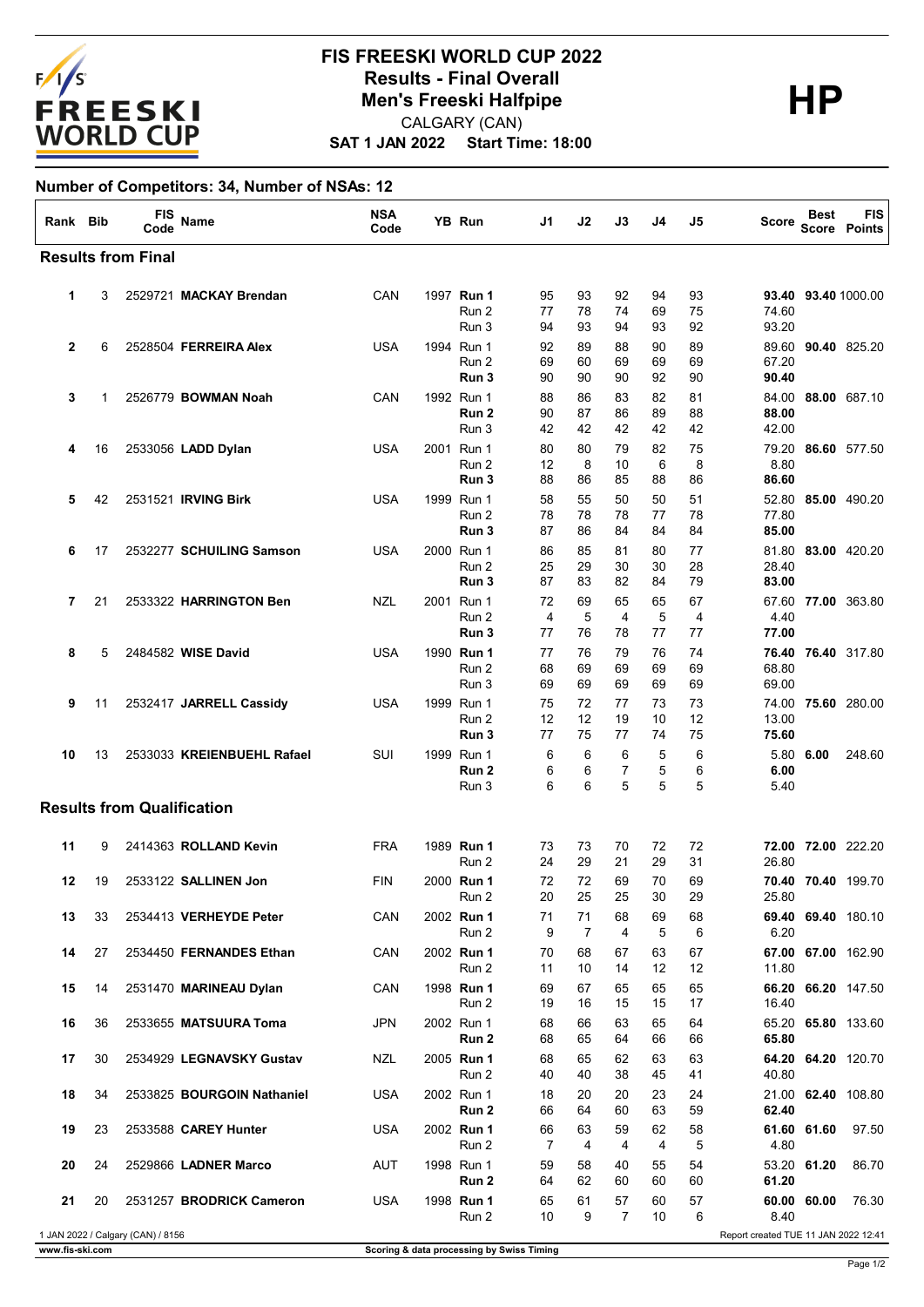# FIS FREESKI WORLD CUP 2022

## Results - Final Overall

## Men's Freeski Halfpipe

**HP**

CALGARY (CAN)

**SAT 1 JAN 2022 Start Time: 18:00**

**Number of Competitors: 34, Number of NSAs: 12**

| Rank | Bib | FIS Code | Name | NSA Code | YB | Run | J1 | J2 | J3 | J4 | J5 | Score | Best Score | FIS Points |
|---|---|---|---|---|---|---|---|---|---|---|---|---|---|---|
| **Results from Final** | | | | | | | | | | | | | | |
| 1 | 3 | 2529721 | **MACKAY Brendan** | CAN | 1997 | **Run 1** | 95 | 93 | 92 | 94 | 93 | **93.40** | **93.40** | 1000.00 |
| | | | | | | Run 2 | 77 | 78 | 74 | 69 | 75 | 74.60 | | |
| | | | | | | Run 3 | 94 | 93 | 94 | 93 | 92 | 93.20 | | |
| 2 | 6 | 2528504 | **FERREIRA Alex** | USA | 1994 | Run 1 | 92 | 89 | 88 | 90 | 89 | 89.60 | **90.40** | 825.20 |
| | | | | | | Run 2 | 69 | 60 | 69 | 69 | 69 | 67.20 | | |
| | | | | | | **Run 3** | 90 | 90 | 90 | 92 | 90 | **90.40** | | |
| 3 | 1 | 2526779 | **BOWMAN Noah** | CAN | 1992 | Run 1 | 88 | 86 | 83 | 82 | 81 | 84.00 | **88.00** | 687.10 |
| | | | | | | **Run 2** | 90 | 87 | 86 | 89 | 88 | **88.00** | | |
| | | | | | | Run 3 | 42 | 42 | 42 | 42 | 42 | 42.00 | | |
| 4 | 16 | 2533056 | **LADD Dylan** | USA | 2001 | Run 1 | 80 | 80 | 79 | 82 | 75 | 79.20 | **86.60** | 577.50 |
| | | | | | | Run 2 | 12 | 8 | 10 | 6 | 8 | 8.80 | | |
| | | | | | | **Run 3** | 88 | 86 | 85 | 88 | 86 | **86.60** | | |
| 5 | 42 | 2531521 | **IRVING Birk** | USA | 1999 | Run 1 | 58 | 55 | 50 | 50 | 51 | 52.80 | **85.00** | 490.20 |
| | | | | | | Run 2 | 78 | 78 | 78 | 77 | 78 | 77.80 | | |
| | | | | | | **Run 3** | 87 | 86 | 84 | 84 | 84 | **85.00** | | |
| 6 | 17 | 2532277 | **SCHUILING Samson** | USA | 2000 | Run 1 | 86 | 85 | 81 | 80 | 77 | 81.80 | **83.00** | 420.20 |
| | | | | | | Run 2 | 25 | 29 | 30 | 30 | 28 | 28.40 | | |
| | | | | | | **Run 3** | 87 | 83 | 82 | 84 | 79 | **83.00** | | |
| 7 | 21 | 2533322 | **HARRINGTON Ben** | NZL | 2001 | Run 1 | 72 | 69 | 65 | 65 | 67 | 67.60 | **77.00** | 363.80 |
| | | | | | | Run 2 | 4 | 5 | 4 | 5 | 4 | 4.40 | | |
| | | | | | | **Run 3** | 77 | 76 | 78 | 77 | 77 | **77.00** | | |
| 8 | 5 | 2484582 | **WISE David** | USA | 1990 | **Run 1** | 77 | 76 | 79 | 76 | 74 | **76.40** | **76.40** | 317.80 |
| | | | | | | Run 2 | 68 | 69 | 69 | 69 | 69 | 68.80 | | |
| | | | | | | Run 3 | 69 | 69 | 69 | 69 | 69 | 69.00 | | |
| 9 | 11 | 2532417 | **JARRELL Cassidy** | USA | 1999 | Run 1 | 75 | 72 | 77 | 73 | 73 | 74.00 | **75.60** | 280.00 |
| | | | | | | Run 2 | 12 | 12 | 19 | 10 | 12 | 13.00 | | |
| | | | | | | **Run 3** | 77 | 75 | 77 | 74 | 75 | **75.60** | | |
| 10 | 13 | 2533033 | **KREIENBUEHL Rafael** | SUI | 1999 | Run 1 | 6 | 6 | 6 | 5 | 6 | 5.80 | **6.00** | 248.60 |
| | | | | | | **Run 2** | 6 | 6 | 7 | 5 | 6 | **6.00** | | |
| | | | | | | Run 3 | 6 | 6 | 5 | 5 | 5 | 5.40 | | |
| **Results from Qualification** | | | | | | | | | | | | | | |
| 11 | 9 | 2414363 | **ROLLAND Kevin** | FRA | 1989 | **Run 1** | 73 | 73 | 70 | 72 | 72 | **72.00** | **72.00** | 222.20 |
| | | | | | | Run 2 | 24 | 29 | 21 | 29 | 31 | 26.80 | | |
| 12 | 19 | 2533122 | **SALLINEN Jon** | FIN | 2000 | **Run 1** | 72 | 72 | 69 | 70 | 69 | **70.40** | **70.40** | 199.70 |
| | | | | | | Run 2 | 20 | 25 | 25 | 30 | 29 | 25.80 | | |
| 13 | 33 | 2534413 | **VERHEYDE Peter** | CAN | 2002 | **Run 1** | 71 | 71 | 68 | 69 | 68 | **69.40** | **69.40** | 180.10 |
| | | | | | | Run 2 | 9 | 7 | 4 | 5 | 6 | 6.20 | | |
| 14 | 27 | 2534450 | **FERNANDES Ethan** | CAN | 2002 | **Run 1** | 70 | 68 | 67 | 63 | 67 | **67.00** | **67.00** | 162.90 |
| | | | | | | Run 2 | 11 | 10 | 14 | 12 | 12 | 11.80 | | |
| 15 | 14 | 2531470 | **MARINEAU Dylan** | CAN | 1998 | **Run 1** | 69 | 67 | 65 | 65 | 65 | **66.20** | **66.20** | 147.50 |
| | | | | | | Run 2 | 19 | 16 | 15 | 15 | 17 | 16.40 | | |
| 16 | 36 | 2533655 | **MATSUURA Toma** | JPN | 2002 | Run 1 | 68 | 66 | 63 | 65 | 64 | 65.20 | **65.80** | 133.60 |
| | | | | | | **Run 2** | 68 | 65 | 64 | 66 | 66 | **65.80** | | |
| 17 | 30 | 2534929 | **LEGNAVSKY Gustav** | NZL | 2005 | **Run 1** | 68 | 65 | 62 | 63 | 63 | **64.20** | **64.20** | 120.70 |
| | | | | | | Run 2 | 40 | 40 | 38 | 45 | 41 | 40.80 | | |
| 18 | 34 | 2533825 | **BOURGOIN Nathaniel** | USA | 2002 | Run 1 | 18 | 20 | 20 | 23 | 24 | 21.00 | **62.40** | 108.80 |
| | | | | | | **Run 2** | 66 | 64 | 60 | 63 | 59 | **62.40** | | |
| 19 | 23 | 2533588 | **CAREY Hunter** | USA | 2002 | **Run 1** | 66 | 63 | 59 | 62 | 58 | **61.60** | **61.60** | 97.50 |
| | | | | | | Run 2 | 7 | 4 | 4 | 4 | 5 | 4.80 | | |
| 20 | 24 | 2529866 | **LADNER Marco** | AUT | 1998 | Run 1 | 59 | 58 | 40 | 55 | 54 | 53.20 | **61.20** | 86.70 |
| | | | | | | **Run 2** | 64 | 62 | 60 | 60 | 60 | **61.20** | | |
| 21 | 20 | 2531257 | **BRODRICK Cameron** | USA | 1998 | **Run 1** | 65 | 61 | 57 | 60 | 57 | **60.00** | **60.00** | 76.30 |
| | | | | | | Run 2 | 10 | 9 | 7 | 10 | 6 | 8.40 | | |

1 JAN 2022 / Calgary (CAN) / 8156

Report created TUE 11 JAN 2022 12:41

www.fis-ski.com

Scoring & data processing by Swiss Timing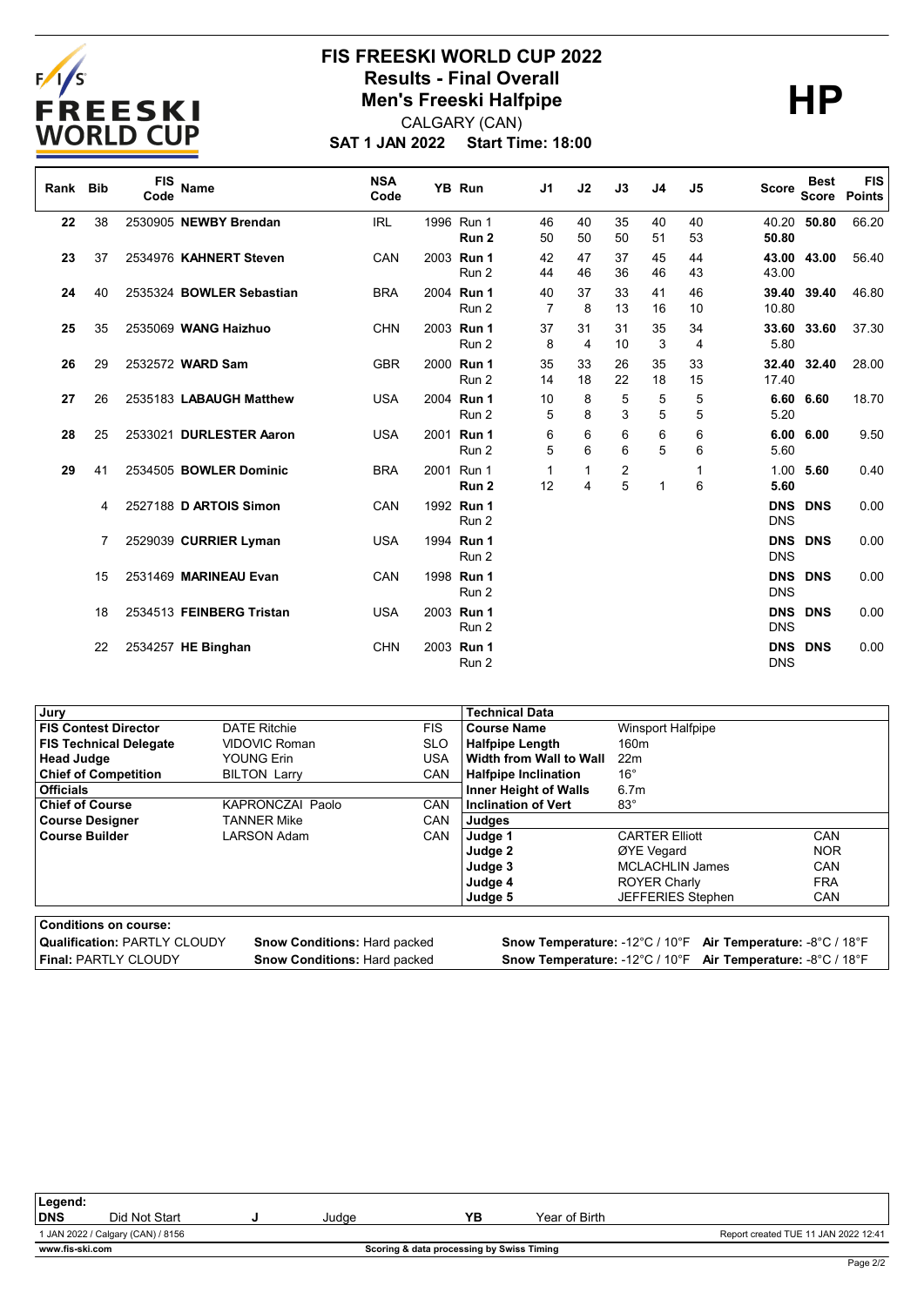# FIS FREESKI WORLD CUP 2022

## Results - Final Overall

## Men's Freeski Halfpipe

CALGARY (CAN)

**SAT 1 JAN 2022 Start Time: 18:00**

**HP**

| Rank | Bib | FIS Code | Name | NSA Code | YB | Run | J1 | J2 | J3 | J4 | J5 | Score | Best Score | FIS Points |
|---|---|---|---|---|---|---|---|---|---|---|---|---|---|---|
| 22 | 38 | 2530905 | **NEWBY Brendan** | IRL | 1996 | Run 1 | 46 | 40 | 35 | 40 | 40 | 40.20 | **50.80** | 66.20 |
| | | | | | | **Run 2** | 50 | 50 | 50 | 51 | 53 | **50.80** | | |
| 23 | 37 | 2534976 | **KAHNERT Steven** | CAN | 2003 | **Run 1** | 42 | 47 | 37 | 45 | 44 | **43.00** | **43.00** | 56.40 |
| | | | | | | Run 2 | 44 | 46 | 36 | 46 | 43 | 43.00 | | |
| 24 | 40 | 2535324 | **BOWLER Sebastian** | BRA | 2004 | **Run 1** | 40 | 37 | 33 | 41 | 46 | **39.40** | **39.40** | 46.80 |
| | | | | | | Run 2 | 7 | 8 | 13 | 16 | 10 | 10.80 | | |
| 25 | 35 | 2535069 | **WANG Haizhuo** | CHN | 2003 | **Run 1** | 37 | 31 | 31 | 35 | 34 | **33.60** | **33.60** | 37.30 |
| | | | | | | Run 2 | 8 | 4 | 10 | 3 | 4 | 5.80 | | |
| 26 | 29 | 2532572 | **WARD Sam** | GBR | 2000 | **Run 1** | 35 | 33 | 26 | 35 | 33 | **32.40** | **32.40** | 28.00 |
| | | | | | | Run 2 | 14 | 18 | 22 | 18 | 15 | 17.40 | | |
| 27 | 26 | 2535183 | **LABAUGH Matthew** | USA | 2004 | **Run 1** | 10 | 8 | 5 | 5 | 5 | **6.60** | **6.60** | 18.70 |
| | | | | | | Run 2 | 5 | 8 | 3 | 5 | 5 | 5.20 | | |
| 28 | 25 | 2533021 | **DURLESTER Aaron** | USA | 2001 | **Run 1** | 6 | 6 | 6 | 6 | 6 | **6.00** | **6.00** | 9.50 |
| | | | | | | Run 2 | 5 | 6 | 6 | 5 | 6 | 5.60 | | |
| 29 | 41 | 2534505 | **BOWLER Dominic** | BRA | 2001 | Run 1 | 1 | 1 | 2 | | 1 | 1.00 | **5.60** | 0.40 |
| | | | | | | **Run 2** | 12 | 4 | 5 | 1 | 6 | **5.60** | | |
| | 4 | 2527188 | **D ARTOIS Simon** | CAN | 1992 | **Run 1** | | | | | | **DNS** | **DNS** | 0.00 |
| | | | | | | Run 2 | | | | | | DNS | | |
| | 7 | 2529039 | **CURRIER Lyman** | USA | 1994 | **Run 1** | | | | | | **DNS** | **DNS** | 0.00 |
| | | | | | | Run 2 | | | | | | DNS | | |
| | 15 | 2531469 | **MARINEAU Evan** | CAN | 1998 | **Run 1** | | | | | | **DNS** | **DNS** | 0.00 |
| | | | | | | Run 2 | | | | | | DNS | | |
| | 18 | 2534513 | **FEINBERG Tristan** | USA | 2003 | **Run 1** | | | | | | **DNS** | **DNS** | 0.00 |
| | | | | | | Run 2 | | | | | | DNS | | |
| | 22 | 2534257 | **HE Binghan** | CHN | 2003 | **Run 1** | | | | | | **DNS** | **DNS** | 0.00 |
| | | | | | | Run 2 | | | | | | DNS | | |

| Jury | | |
|---|---|---|
| **FIS Contest Director** | DATE Ritchie | FIS |
| **FIS Technical Delegate** | VIDOVIC Roman | SLO |
| **Head Judge** | YOUNG Erin | USA |
| **Chief of Competition** | BILTON Larry | CAN |
| **Officials** | | |
| **Chief of Course** | KAPRONCZAI Paolo | CAN |
| **Course Designer** | TANNER Mike | CAN |
| **Course Builder** | LARSON Adam | CAN |

| Technical Data | | |
|---|---|---|
| **Course Name** | Winsport Halfpipe | |
| **Halfpipe Length** | 160m | |
| **Width from Wall to Wall** | 22m | |
| **Halfpipe Inclination** | 16° | |
| **Inner Height of Walls** | 6.7m | |
| **Inclination of Vert** | 83° | |
| **Judges** | | |
| **Judge 1** | CARTER Elliott | CAN |
| **Judge 2** | ØYE Vegard | NOR |
| **Judge 3** | MCLACHLIN James | CAN |
| **Judge 4** | ROYER Charly | FRA |
| **Judge 5** | JEFFERIES Stephen | CAN |

**Conditions on course:**

| | | | |
|---|---|---|---|
| **Qualification:** PARTLY CLOUDY | **Snow Conditions:** Hard packed | **Snow Temperature:** -12°C / 10°F | **Air Temperature:** -8°C / 18°F |
| **Final:** PARTLY CLOUDY | **Snow Conditions:** Hard packed | **Snow Temperature:** -12°C / 10°F | **Air Temperature:** -8°C / 18°F |

**Legend:**

| | | | | | |
|---|---|---|---|---|---|
| **DNS** | Did Not Start | **J** | Judge | **YB** | Year of Birth |

1 JAN 2022 / Calgary (CAN) / 8156 — Report created TUE 11 JAN 2022 12:41